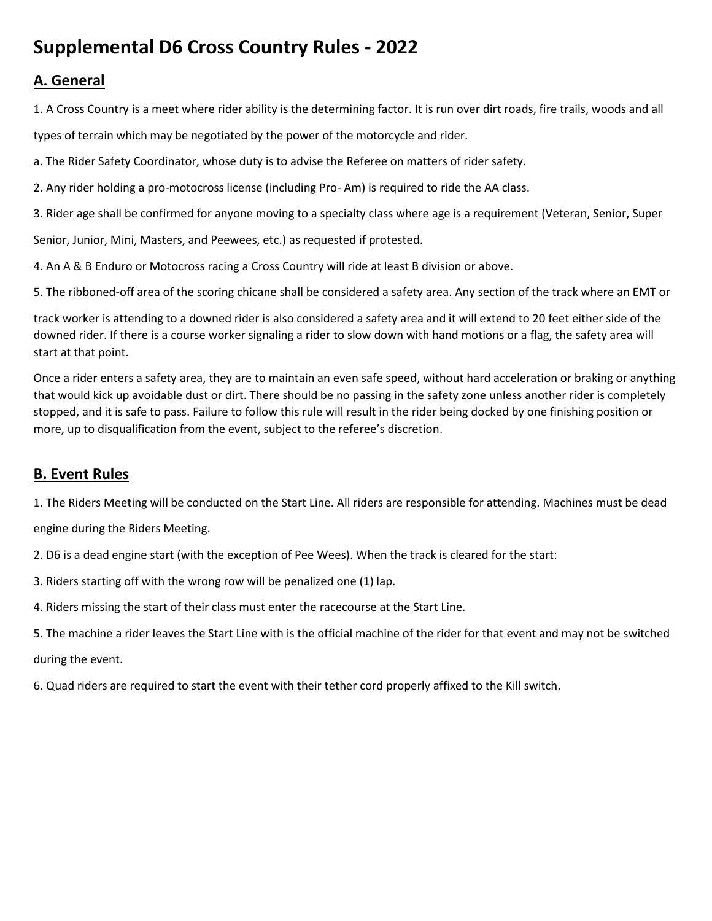# Supplemental D6 Cross Country Rules - 2022

## A. General

1. A Cross Country is a meet where rider ability is the determining factor. It is run over dirt roads, fire trails, woods and all types of terrain which may be negotiated by the power of the motorcycle and rider.

a. The Rider Safety Coordinator, whose duty is to advise the Referee on matters of rider safety.

2. Any rider holding a pro-motocross license (including Pro- Am) is required to ride the AA class.

3. Rider age shall be confirmed for anyone moving to a specialty class where age is a requirement (Veteran, Senior, Super Senior, Junior, Mini, Masters, and Peewees, etc.) as requested if protested.

4. An A & B Enduro or Motocross racing a Cross Country will ride at least B division or above.

5. The ribboned-off area of the scoring chicane shall be considered a safety area. Any section of the track where an EMT or track worker is attending to a downed rider is also considered a safety area and it will extend to 20 feet either side of the downed rider. If there is a course worker signaling a rider to slow down with hand motions or a flag, the safety area will start at that point.

Once a rider enters a safety area, they are to maintain an even safe speed, without hard acceleration or braking or anything that would kick up avoidable dust or dirt. There should be no passing in the safety zone unless another rider is completely stopped, and it is safe to pass. Failure to follow this rule will result in the rider being docked by one finishing position or more, up to disqualification from the event, subject to the referee's discretion.

## B. Event Rules

1. The Riders Meeting will be conducted on the Start Line. All riders are responsible for attending. Machines must be dead engine during the Riders Meeting.

2. D6 is a dead engine start (with the exception of Pee Wees). When the track is cleared for the start:

3. Riders starting off with the wrong row will be penalized one (1) lap.

4. Riders missing the start of their class must enter the racecourse at the Start Line.

5. The machine a rider leaves the Start Line with is the official machine of the rider for that event and may not be switched during the event.

6. Quad riders are required to start the event with their tether cord properly affixed to the Kill switch.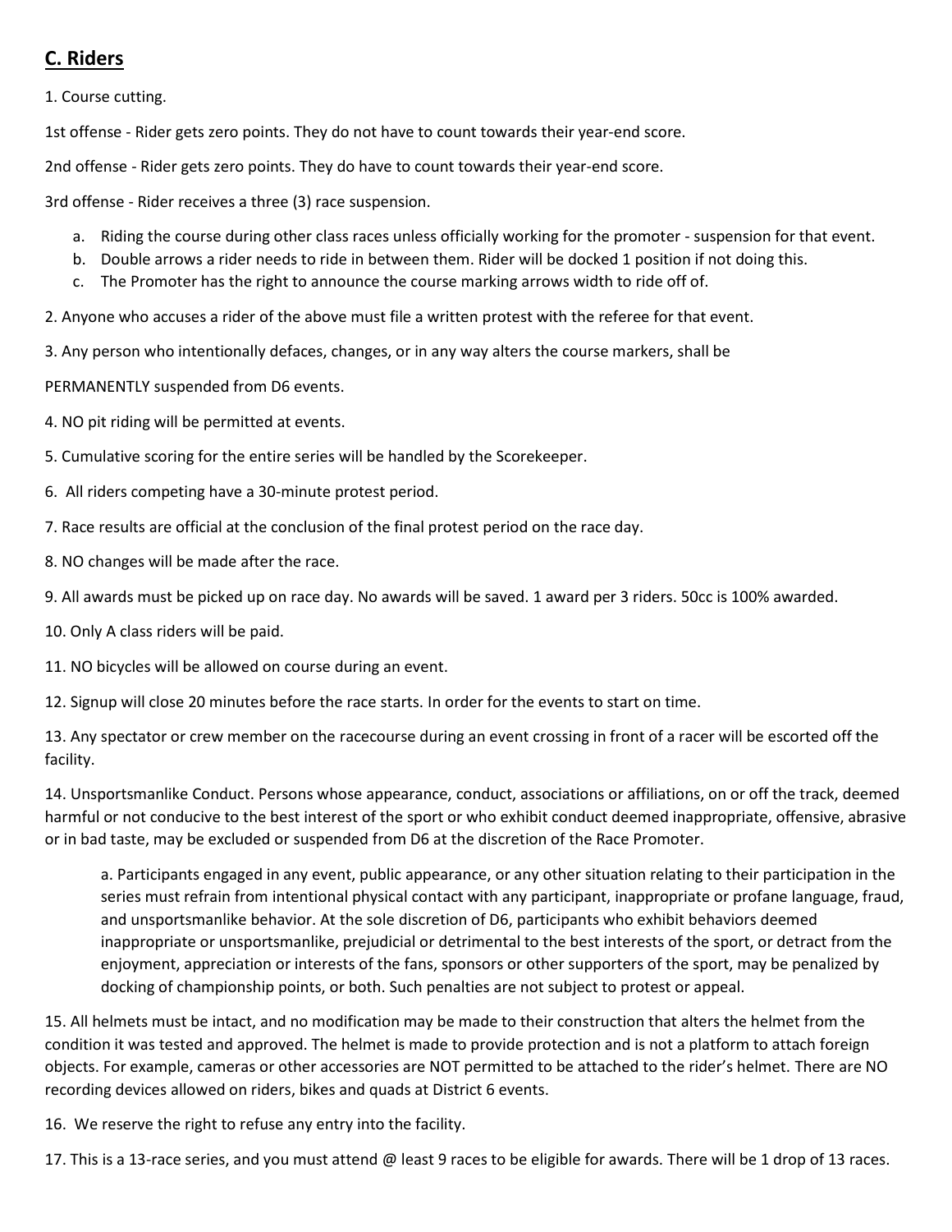## C. Riders

1. Course cutting.

1st offense - Rider gets zero points. They do not have to count towards their year-end score.

2nd offense - Rider gets zero points. They do have to count towards their year-end score.

3rd offense - Rider receives a three (3) race suspension.

   a. Riding the course during other class races unless officially working for the promoter - suspension for that event.
   b. Double arrows a rider needs to ride in between them. Rider will be docked 1 position if not doing this.
   c. The Promoter has the right to announce the course marking arrows width to ride off of.

2. Anyone who accuses a rider of the above must file a written protest with the referee for that event.

3. Any person who intentionally defaces, changes, or in any way alters the course markers, shall be PERMANENTLY suspended from D6 events.

4. NO pit riding will be permitted at events.

5. Cumulative scoring for the entire series will be handled by the Scorekeeper.

6. All riders competing have a 30-minute protest period.

7. Race results are official at the conclusion of the final protest period on the race day.

8. NO changes will be made after the race.

9. All awards must be picked up on race day. No awards will be saved. 1 award per 3 riders. 50cc is 100% awarded.

10. Only A class riders will be paid.

11. NO bicycles will be allowed on course during an event.

12. Signup will close 20 minutes before the race starts. In order for the events to start on time.

13. Any spectator or crew member on the racecourse during an event crossing in front of a racer will be escorted off the facility.

14. Unsportsmanlike Conduct. Persons whose appearance, conduct, associations or affiliations, on or off the track, deemed harmful or not conducive to the best interest of the sport or who exhibit conduct deemed inappropriate, offensive, abrasive or in bad taste, may be excluded or suspended from D6 at the discretion of the Race Promoter.

   a. Participants engaged in any event, public appearance, or any other situation relating to their participation in the series must refrain from intentional physical contact with any participant, inappropriate or profane language, fraud, and unsportsmanlike behavior. At the sole discretion of D6, participants who exhibit behaviors deemed inappropriate or unsportsmanlike, prejudicial or detrimental to the best interests of the sport, or detract from the enjoyment, appreciation or interests of the fans, sponsors or other supporters of the sport, may be penalized by docking of championship points, or both. Such penalties are not subject to protest or appeal.

15. All helmets must be intact, and no modification may be made to their construction that alters the helmet from the condition it was tested and approved. The helmet is made to provide protection and is not a platform to attach foreign objects. For example, cameras or other accessories are NOT permitted to be attached to the rider's helmet. There are NO recording devices allowed on riders, bikes and quads at District 6 events.

16. We reserve the right to refuse any entry into the facility.

17. This is a 13-race series, and you must attend @ least 9 races to be eligible for awards. There will be 1 drop of 13 races.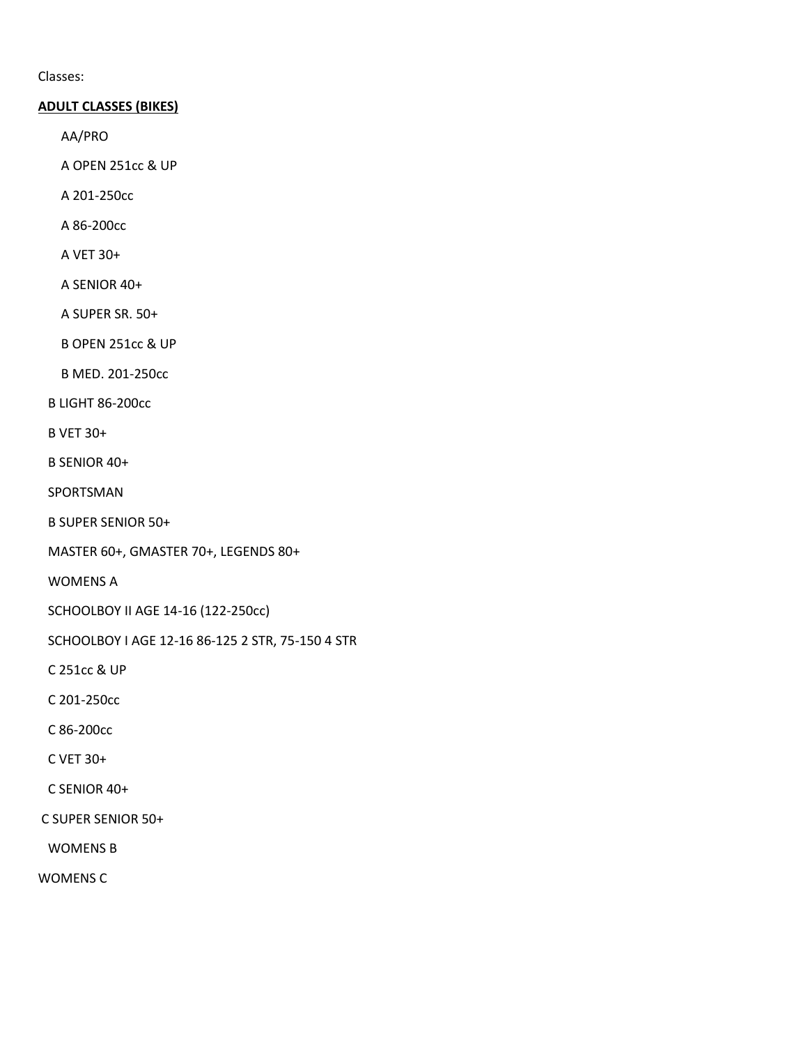Classes:

**ADULT CLASSES (BIKES)**

AA/PRO

A OPEN 251cc & UP

A 201-250cc

A 86-200cc

A VET 30+

A SENIOR 40+

A SUPER SR. 50+

B OPEN 251cc & UP

B MED. 201-250cc

B LIGHT 86-200cc

B VET 30+

B SENIOR 40+

SPORTSMAN

B SUPER SENIOR 50+

MASTER 60+, GMASTER 70+, LEGENDS 80+

WOMENS A

SCHOOLBOY II AGE 14-16 (122-250cc)

SCHOOLBOY I AGE 12-16 86-125 2 STR, 75-150 4 STR

C 251cc & UP

C 201-250cc

C 86-200cc

C VET 30+

C SENIOR 40+

C SUPER SENIOR 50+

WOMENS B

WOMENS C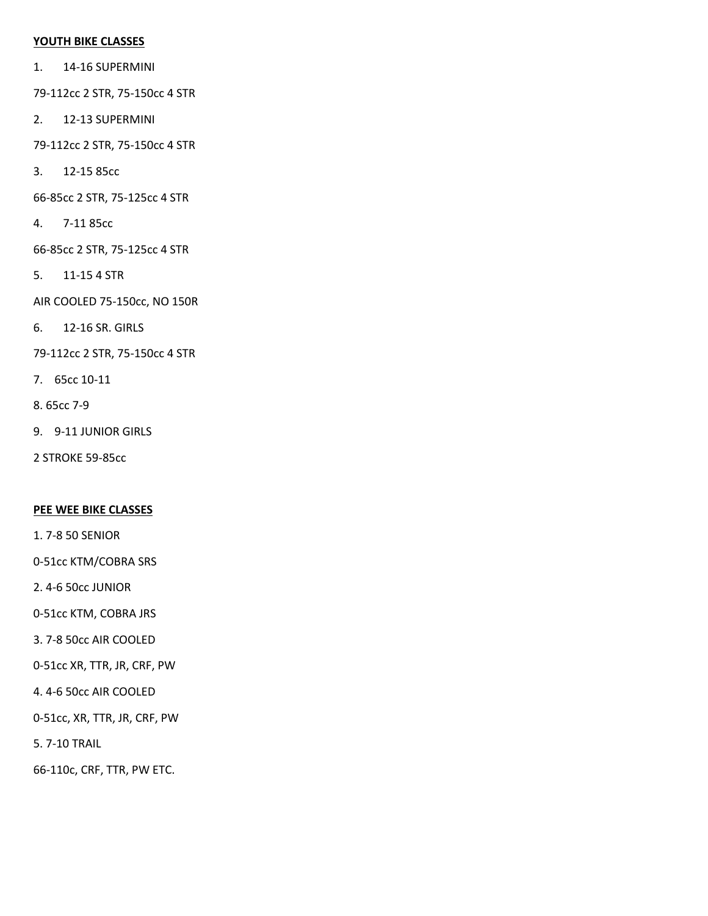**YOUTH BIKE CLASSES**

1. 14-16 SUPERMINI

79-112cc 2 STR, 75-150cc 4 STR

2. 12-13 SUPERMINI

79-112cc 2 STR, 75-150cc 4 STR

3. 12-15 85cc

66-85cc 2 STR, 75-125cc 4 STR

4. 7-11 85cc

66-85cc 2 STR, 75-125cc 4 STR

5. 11-15 4 STR

AIR COOLED 75-150cc, NO 150R

6. 12-16 SR. GIRLS

79-112cc 2 STR, 75-150cc 4 STR

7. 65cc 10-11

8. 65cc 7-9

9. 9-11 JUNIOR GIRLS

2 STROKE 59-85cc

**PEE WEE BIKE CLASSES**

1. 7-8 50 SENIOR

0-51cc KTM/COBRA SRS

2. 4-6 50cc JUNIOR

0-51cc KTM, COBRA JRS

3. 7-8 50cc AIR COOLED

0-51cc XR, TTR, JR, CRF, PW

4. 4-6 50cc AIR COOLED

0-51cc, XR, TTR, JR, CRF, PW

5. 7-10 TRAIL

66-110c, CRF, TTR, PW ETC.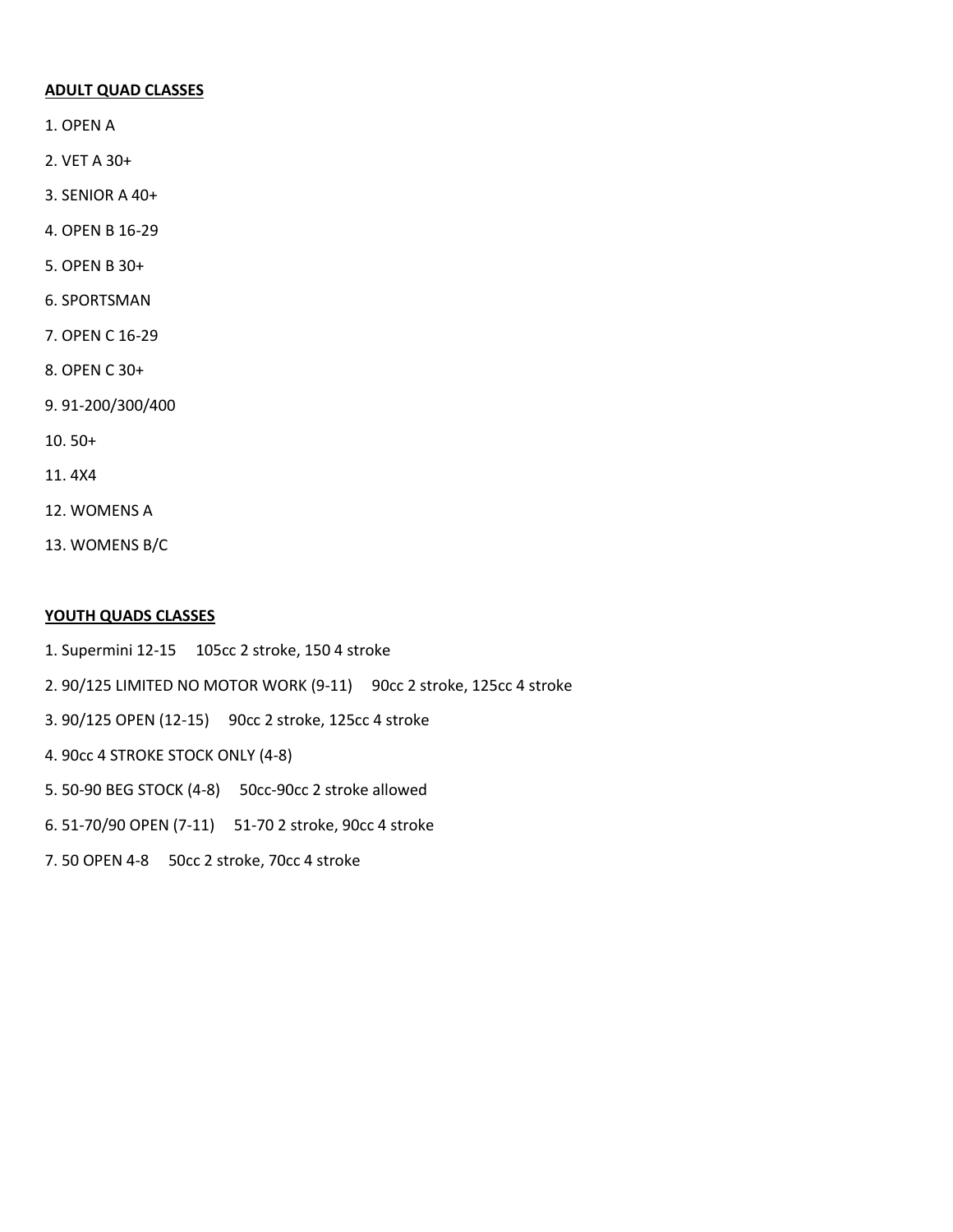**ADULT QUAD CLASSES**

1. OPEN A
2. VET A 30+
3. SENIOR A 40+
4. OPEN B 16-29
5. OPEN B 30+
6. SPORTSMAN
7. OPEN C 16-29
8. OPEN C 30+
9. 91-200/300/400
10. 50+
11. 4X4
12. WOMENS A
13. WOMENS B/C

**YOUTH QUADS CLASSES**

1. Supermini 12-15 105cc 2 stroke, 150 4 stroke
2. 90/125 LIMITED NO MOTOR WORK (9-11) 90cc 2 stroke, 125cc 4 stroke
3. 90/125 OPEN (12-15) 90cc 2 stroke, 125cc 4 stroke
4. 90cc 4 STROKE STOCK ONLY (4-8)
5. 50-90 BEG STOCK (4-8) 50cc-90cc 2 stroke allowed
6. 51-70/90 OPEN (7-11) 51-70 2 stroke, 90cc 4 stroke
7. 50 OPEN 4-8 50cc 2 stroke, 70cc 4 stroke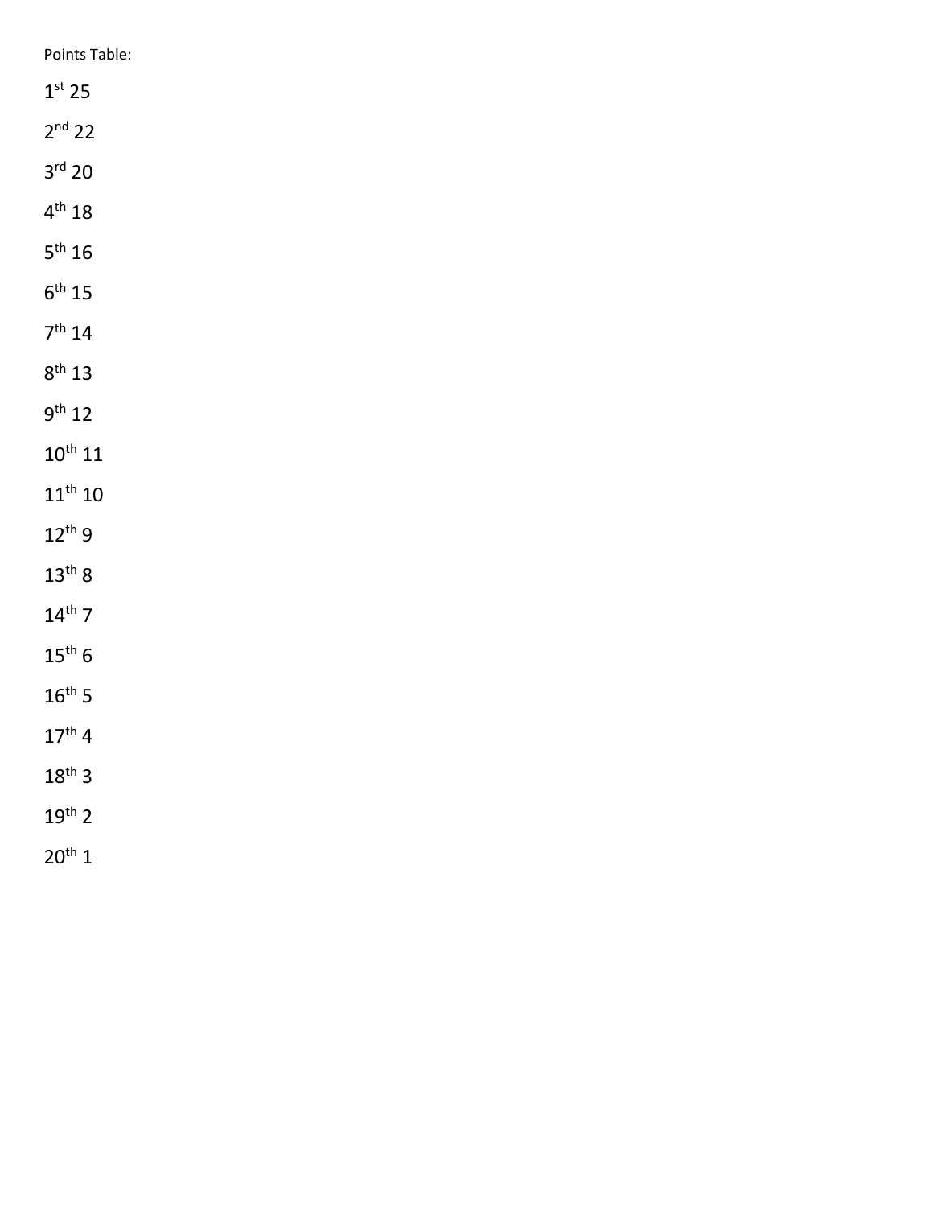Points Table:

1st 25

2nd 22

3rd 20

4th 18

5th 16

6th 15

7th 14

8th 13

9th 12

10th 11

11th 10

12th 9

13th 8

14th 7

15th 6

16th 5

17th 4

18th 3

19th 2

20th 1